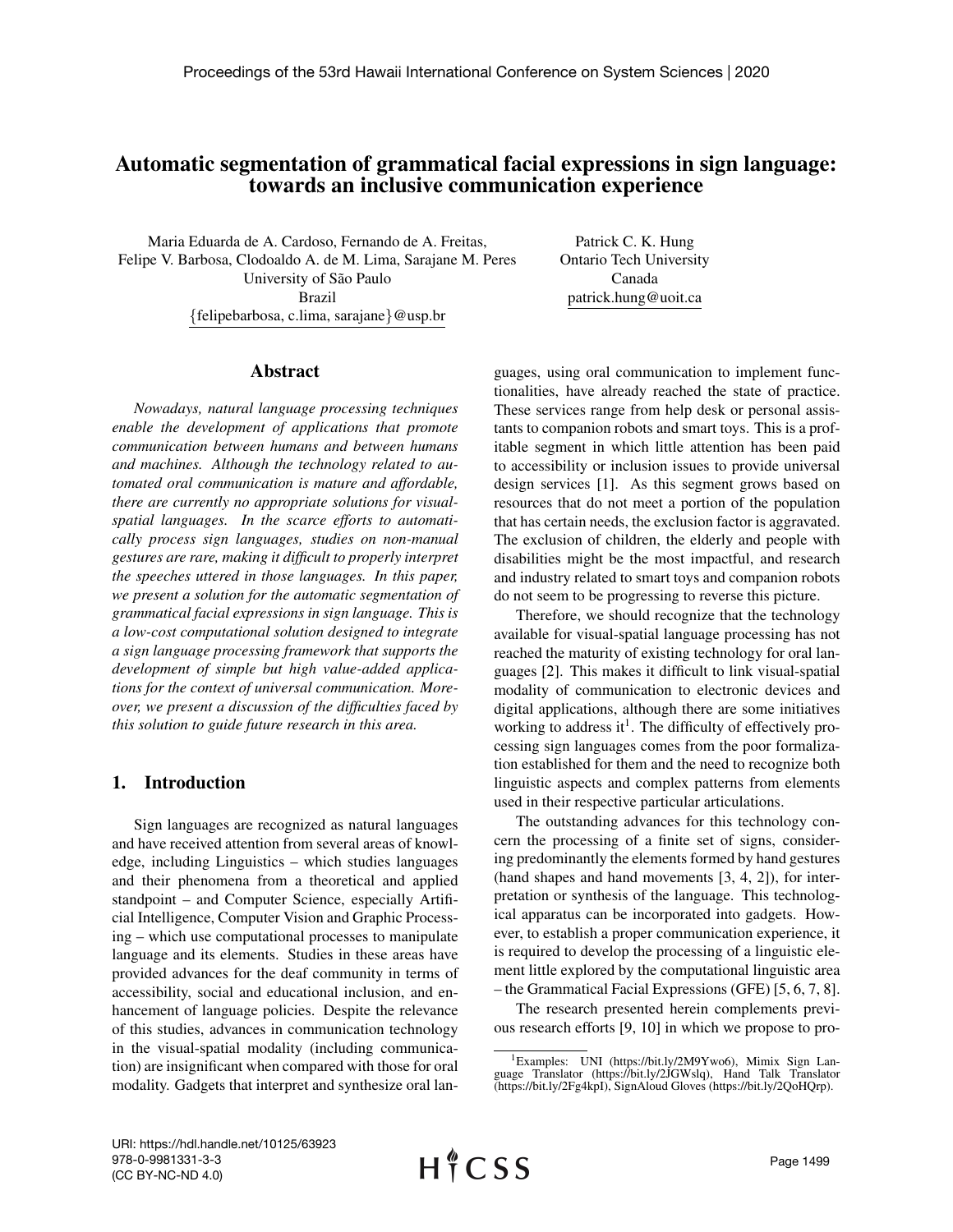# Automatic segmentation of grammatical facial expressions in sign language: towards an inclusive communication experience

Maria Eduarda de A. Cardoso, Fernando de A. Freitas, Felipe V. Barbosa, Clodoaldo A. de M. Lima, Sarajane M. Peres
University of São Paulo
Brazil
{felipebarbosa, c.lima, sarajane}@usp.br

Patrick C. K. Hung
Ontario Tech University
Canada
patrick.hung@uoit.ca

## Abstract

*Nowadays, natural language processing techniques enable the development of applications that promote communication between humans and between humans and machines. Although the technology related to automated oral communication is mature and affordable, there are currently no appropriate solutions for visual-spatial languages. In the scarce efforts to automatically process sign languages, studies on non-manual gestures are rare, making it difficult to properly interpret the speeches uttered in those languages. In this paper, we present a solution for the automatic segmentation of grammatical facial expressions in sign language. This is a low-cost computational solution designed to integrate a sign language processing framework that supports the development of simple but high value-added applications for the context of universal communication. Moreover, we present a discussion of the difficulties faced by this solution to guide future research in this area.*

## 1. Introduction

Sign languages are recognized as natural languages and have received attention from several areas of knowledge, including Linguistics – which studies languages and their phenomena from a theoretical and applied standpoint – and Computer Science, especially Artificial Intelligence, Computer Vision and Graphic Processing – which use computational processes to manipulate language and its elements. Studies in these areas have provided advances for the deaf community in terms of accessibility, social and educational inclusion, and enhancement of language policies. Despite the relevance of this studies, advances in communication technology in the visual-spatial modality (including communication) are insignificant when compared with those for oral modality. Gadgets that interpret and synthesize oral languages, using oral communication to implement functionalities, have already reached the state of practice. These services range from help desk or personal assistants to companion robots and smart toys. This is a profitable segment in which little attention has been paid to accessibility or inclusion issues to provide universal design services [1]. As this segment grows based on resources that do not meet a portion of the population that has certain needs, the exclusion factor is aggravated. The exclusion of children, the elderly and people with disabilities might be the most impactful, and research and industry related to smart toys and companion robots do not seem to be progressing to reverse this picture.

Therefore, we should recognize that the technology available for visual-spatial language processing has not reached the maturity of existing technology for oral languages [2]. This makes it difficult to link visual-spatial modality of communication to electronic devices and digital applications, although there are some initiatives working to address it[1]. The difficulty of effectively processing sign languages comes from the poor formalization established for them and the need to recognize both linguistic aspects and complex patterns from elements used in their respective particular articulations.

The outstanding advances for this technology concern the processing of a finite set of signs, considering predominantly the elements formed by hand gestures (hand shapes and hand movements [3, 4, 2]), for interpretation or synthesis of the language. This technological apparatus can be incorporated into gadgets. However, to establish a proper communication experience, it is required to develop the processing of a linguistic element little explored by the computational linguistic area – the Grammatical Facial Expressions (GFE) [5, 6, 7, 8].

The research presented herein complements previous research efforts [9, 10] in which we propose to pro-

[1]Examples: UNI (https://bit.ly/2M9Ywo6), Mimix Sign Language Translator (https://bit.ly/2JGWslq), Hand Talk Translator (https://bit.ly/2Fg4kpI), SignAloud Gloves (https://bit.ly/2QoHQrp).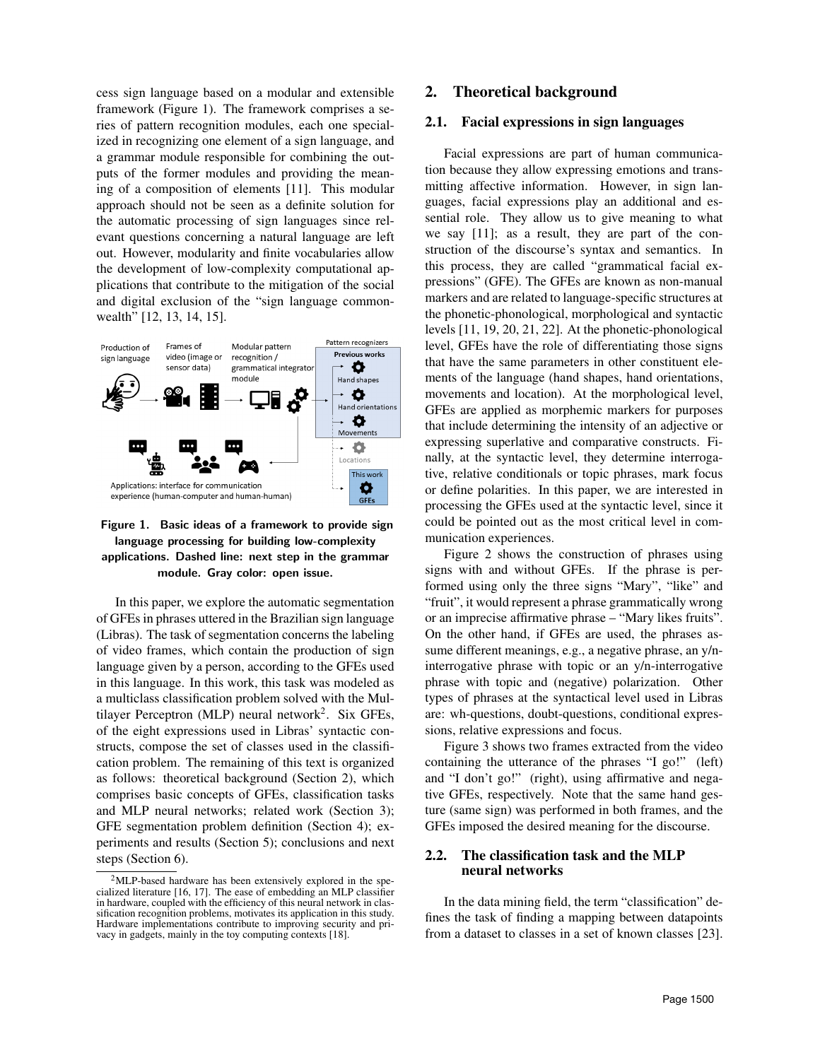cess sign language based on a modular and extensible framework (Figure 1). The framework comprises a series of pattern recognition modules, each one specialized in recognizing one element of a sign language, and a grammar module responsible for combining the outputs of the former modules and providing the meaning of a composition of elements [11]. This modular approach should not be seen as a definite solution for the automatic processing of sign languages since relevant questions concerning a natural language are left out. However, modularity and finite vocabularies allow the development of low-complexity computational applications that contribute to the mitigation of the social and digital exclusion of the "sign language commonwealth" [12, 13, 14, 15].

**Figure 1. Basic ideas of a framework to provide sign language processing for building low-complexity applications. Dashed line: next step in the grammar module. Gray color: open issue.**

In this paper, we explore the automatic segmentation of GFEs in phrases uttered in the Brazilian sign language (Libras). The task of segmentation concerns the labeling of video frames, which contain the production of sign language given by a person, according to the GFEs used in this language. In this work, this task was modeled as a multiclass classification problem solved with the Multilayer Perceptron (MLP) neural network[2]. Six GFEs, of the eight expressions used in Libras' syntactic constructs, compose the set of classes used in the classification problem. The remaining of this text is organized as follows: theoretical background (Section 2), which comprises basic concepts of GFEs, classification tasks and MLP neural networks; related work (Section 3); GFE segmentation problem definition (Section 4); experiments and results (Section 5); conclusions and next steps (Section 6).

[2]MLP-based hardware has been extensively explored in the specialized literature [16, 17]. The ease of embedding an MLP classifier in hardware, coupled with the efficiency of this neural network in classification recognition problems, motivates its application in this study. Hardware implementations contribute to improving security and privacy in gadgets, mainly in the toy computing contexts [18].

## 2. Theoretical background

### 2.1. Facial expressions in sign languages

Facial expressions are part of human communication because they allow expressing emotions and transmitting affective information. However, in sign languages, facial expressions play an additional and essential role. They allow us to give meaning to what we say [11]; as a result, they are part of the construction of the discourse's syntax and semantics. In this process, they are called "grammatical facial expressions" (GFE). The GFEs are known as non-manual markers and are related to language-specific structures at the phonetic-phonological, morphological and syntactic levels [11, 19, 20, 21, 22]. At the phonetic-phonological level, GFEs have the role of differentiating those signs that have the same parameters in other constituent elements of the language (hand shapes, hand orientations, movements and location). At the morphological level, GFEs are applied as morphemic markers for purposes that include determining the intensity of an adjective or expressing superlative and comparative constructs. Finally, at the syntactic level, they determine interrogative, relative conditionals or topic phrases, mark focus or define polarities. In this paper, we are interested in processing the GFEs used at the syntactic level, since it could be pointed out as the most critical level in communication experiences.

Figure 2 shows the construction of phrases using signs with and without GFEs. If the phrase is performed using only the three signs "Mary", "like" and "fruit", it would represent a phrase grammatically wrong or an imprecise affirmative phrase – "Mary likes fruits". On the other hand, if GFEs are used, the phrases assume different meanings, e.g., a negative phrase, an y/n-interrogative phrase with topic or an y/n-interrogative phrase with topic and (negative) polarization. Other types of phrases at the syntactical level used in Libras are: wh-questions, doubt-questions, conditional expressions, relative expressions and focus.

Figure 3 shows two frames extracted from the video containing the utterance of the phrases "I go!" (left) and "I don't go!" (right), using affirmative and negative GFEs, respectively. Note that the same hand gesture (same sign) was performed in both frames, and the GFEs imposed the desired meaning for the discourse.

### 2.2. The classification task and the MLP neural networks

In the data mining field, the term "classification" defines the task of finding a mapping between datapoints from a dataset to classes in a set of known classes [23].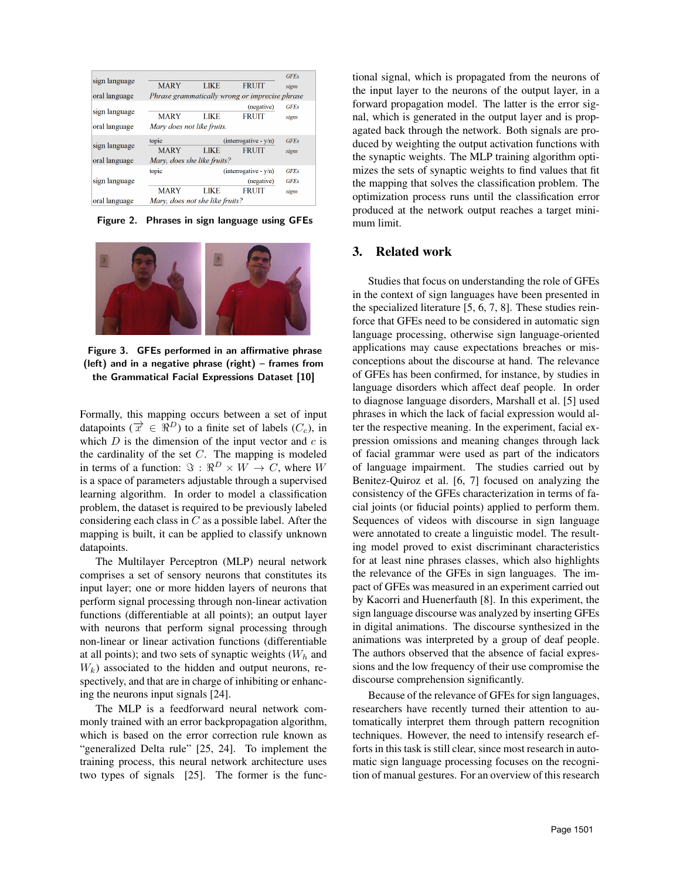| | | |
|---|---|---|
| sign language | | GFEs |
| | MARY LIKE FRUIT | signs |
| oral language | *Phrase grammatically wrong or imprecise phrase* | |
| sign language | (negative) | GFEs |
| | MARY LIKE FRUIT | signs |
| oral language | *Mary does not like fruits.* | |
| sign language | topic (interrogative - y/n) | GFEs |
| | MARY LIKE FRUIT | signs |
| oral language | *Mary, does she like fruits?* | |
| sign language | topic (interrogative - y/n) | GFEs |
| | (negative) | GFEs |
| | MARY LIKE FRUIT | signs |
| oral language | *Mary, does not she like fruits?* | |

**Figure 2. Phrases in sign language using GFEs**

**Figure 3. GFEs performed in an affirmative phrase (left) and in a negative phrase (right) – frames from the Grammatical Facial Expressions Dataset [10]**

Formally, this mapping occurs between a set of input datapoints ($\overrightarrow{x} \in \Re^D$) to a finite set of labels ($C_c$), in which $D$ is the dimension of the input vector and $c$ is the cardinality of the set $C$. The mapping is modeled in terms of a function: $\Im : \Re^D \times W \rightarrow C$, where $W$ is a space of parameters adjustable through a supervised learning algorithm. In order to model a classification problem, the dataset is required to be previously labeled considering each class in $C$ as a possible label. After the mapping is built, it can be applied to classify unknown datapoints.

The Multilayer Perceptron (MLP) neural network comprises a set of sensory neurons that constitutes its input layer; one or more hidden layers of neurons that perform signal processing through non-linear activation functions (differentiable at all points); an output layer with neurons that perform signal processing through non-linear or linear activation functions (differentiable at all points); and two sets of synaptic weights ($W_h$ and $W_k$) associated to the hidden and output neurons, respectively, and that are in charge of inhibiting or enhancing the neurons input signals [24].

The MLP is a feedforward neural network commonly trained with an error backpropagation algorithm, which is based on the error correction rule known as "generalized Delta rule" [25, 24]. To implement the training process, this neural network architecture uses two types of signals [25]. The former is the functional signal, which is propagated from the neurons of the input layer to the neurons of the output layer, in a forward propagation model. The latter is the error signal, which is generated in the output layer and is propagated back through the network. Both signals are produced by weighting the output activation functions with the synaptic weights. The MLP training algorithm optimizes the sets of synaptic weights to find values that fit the mapping that solves the classification problem. The optimization process runs until the classification error produced at the network output reaches a target minimum limit.

## 3. Related work

Studies that focus on understanding the role of GFEs in the context of sign languages have been presented in the specialized literature [5, 6, 7, 8]. These studies reinforce that GFEs need to be considered in automatic sign language processing, otherwise sign language-oriented applications may cause expectations breaches or misconceptions about the discourse at hand. The relevance of GFEs has been confirmed, for instance, by studies in language disorders which affect deaf people. In order to diagnose language disorders, Marshall et al. [5] used phrases in which the lack of facial expression would alter the respective meaning. In the experiment, facial expression omissions and meaning changes through lack of facial grammar were used as part of the indicators of language impairment. The studies carried out by Benitez-Quiroz et al. [6, 7] focused on analyzing the consistency of the GFEs characterization in terms of facial joints (or fiducial points) applied to perform them. Sequences of videos with discourse in sign language were annotated to create a linguistic model. The resulting model proved to exist discriminant characteristics for at least nine phrases classes, which also highlights the relevance of the GFEs in sign languages. The impact of GFEs was measured in an experiment carried out by Kacorri and Huenerfauth [8]. In this experiment, the sign language discourse was analyzed by inserting GFEs in digital animations. The discourse synthesized in the animations was interpreted by a group of deaf people. The authors observed that the absence of facial expressions and the low frequency of their use compromise the discourse comprehension significantly.

Because of the relevance of GFEs for sign languages, researchers have recently turned their attention to automatically interpret them through pattern recognition techniques. However, the need to intensify research efforts in this task is still clear, since most research in automatic sign language processing focuses on the recognition of manual gestures. For an overview of this research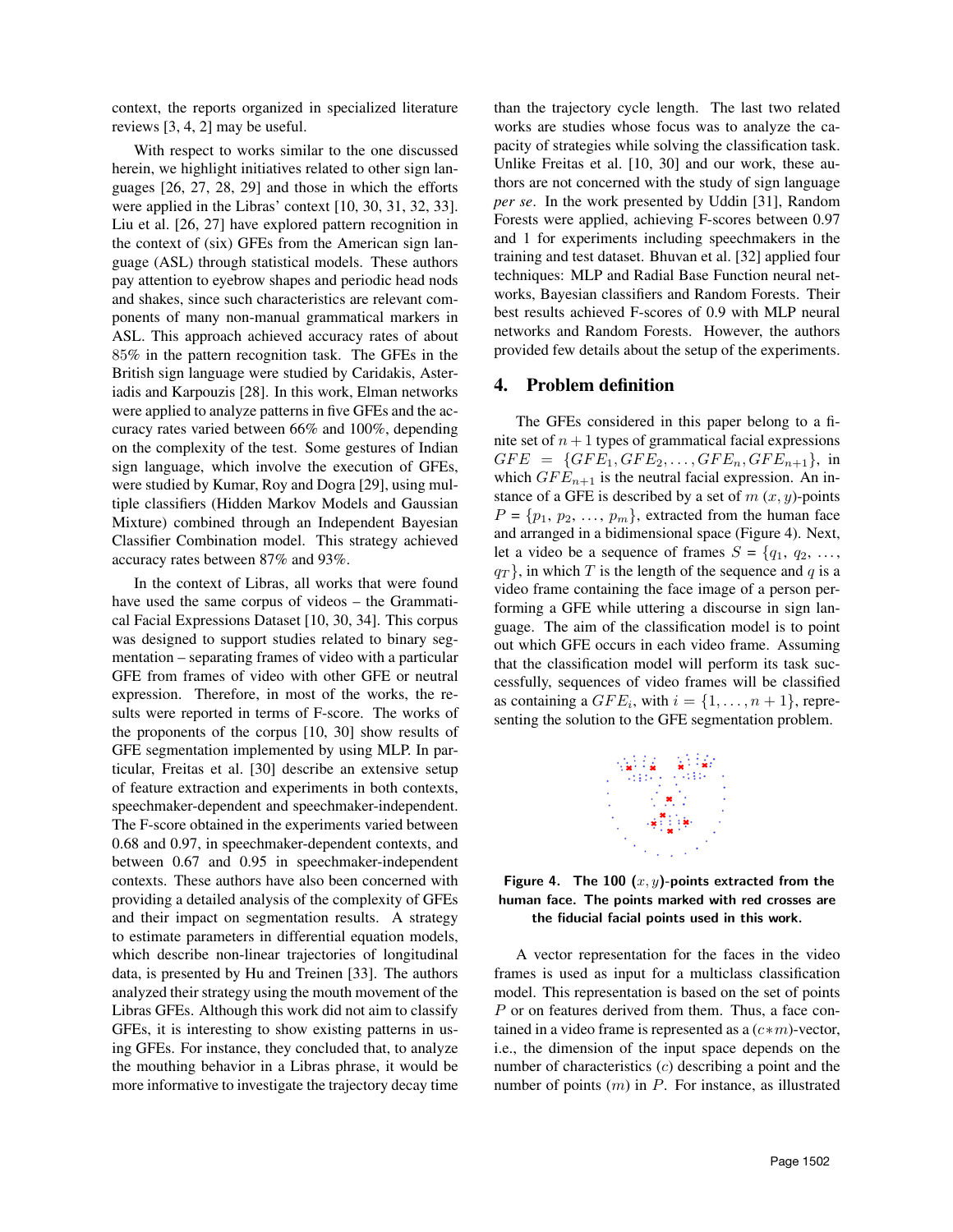context, the reports organized in specialized literature reviews [3, 4, 2] may be useful.

With respect to works similar to the one discussed herein, we highlight initiatives related to other sign languages [26, 27, 28, 29] and those in which the efforts were applied in the Libras' context [10, 30, 31, 32, 33]. Liu et al. [26, 27] have explored pattern recognition in the context of (six) GFEs from the American sign language (ASL) through statistical models. These authors pay attention to eyebrow shapes and periodic head nods and shakes, since such characteristics are relevant components of many non-manual grammatical markers in ASL. This approach achieved accuracy rates of about 85% in the pattern recognition task. The GFEs in the British sign language were studied by Caridakis, Asteriadis and Karpouzis [28]. In this work, Elman networks were applied to analyze patterns in five GFEs and the accuracy rates varied between 66% and 100%, depending on the complexity of the test. Some gestures of Indian sign language, which involve the execution of GFEs, were studied by Kumar, Roy and Dogra [29], using multiple classifiers (Hidden Markov Models and Gaussian Mixture) combined through an Independent Bayesian Classifier Combination model. This strategy achieved accuracy rates between 87% and 93%.

In the context of Libras, all works that were found have used the same corpus of videos – the Grammatical Facial Expressions Dataset [10, 30, 34]. This corpus was designed to support studies related to binary segmentation – separating frames of video with a particular GFE from frames of video with other GFE or neutral expression. Therefore, in most of the works, the results were reported in terms of F-score. The works of the proponents of the corpus [10, 30] show results of GFE segmentation implemented by using MLP. In particular, Freitas et al. [30] describe an extensive setup of feature extraction and experiments in both contexts, speechmaker-dependent and speechmaker-independent. The F-score obtained in the experiments varied between 0.68 and 0.97, in speechmaker-dependent contexts, and between 0.67 and 0.95 in speechmaker-independent contexts. These authors have also been concerned with providing a detailed analysis of the complexity of GFEs and their impact on segmentation results. A strategy to estimate parameters in differential equation models, which describe non-linear trajectories of longitudinal data, is presented by Hu and Treinen [33]. The authors analyzed their strategy using the mouth movement of the Libras GFEs. Although this work did not aim to classify GFEs, it is interesting to show existing patterns in using GFEs. For instance, they concluded that, to analyze the mouthing behavior in a Libras phrase, it would be more informative to investigate the trajectory decay time than the trajectory cycle length. The last two related works are studies whose focus was to analyze the capacity of strategies while solving the classification task. Unlike Freitas et al. [10, 30] and our work, these authors are not concerned with the study of sign language *per se*. In the work presented by Uddin [31], Random Forests were applied, achieving F-scores between 0.97 and 1 for experiments including speechmakers in the training and test dataset. Bhuvan et al. [32] applied four techniques: MLP and Radial Base Function neural networks, Bayesian classifiers and Random Forests. Their best results achieved F-scores of 0.9 with MLP neural networks and Random Forests. However, the authors provided few details about the setup of the experiments.

## 4. Problem definition

The GFEs considered in this paper belong to a finite set of $n+1$ types of grammatical facial expressions $GFE = \{GFE_1, GFE_2, \ldots, GFE_n, GFE_{n+1}\}$, in which $GFE_{n+1}$ is the neutral facial expression. An instance of a GFE is described by a set of $m$ $(x, y)$-points $P = \{p_1, p_2, \ldots, p_m\}$, extracted from the human face and arranged in a bidimensional space (Figure 4). Next, let a video be a sequence of frames $S = \{q_1, q_2, \ldots, q_T\}$, in which $T$ is the length of the sequence and $q$ is a video frame containing the face image of a person performing a GFE while uttering a discourse in sign language. The aim of the classification model is to point out which GFE occurs in each video frame. Assuming that the classification model will perform its task successfully, sequences of video frames will be classified as containing a $GFE_i$, with $i = \{1, \ldots, n+1\}$, representing the solution to the GFE segmentation problem.

**Figure 4. The 100 $(x, y)$-points extracted from the human face. The points marked with red crosses are the fiducial facial points used in this work.**

A vector representation for the faces in the video frames is used as input for a multiclass classification model. This representation is based on the set of points $P$ or on features derived from them. Thus, a face contained in a video frame is represented as a $(c*m)$-vector, i.e., the dimension of the input space depends on the number of characteristics ($c$) describing a point and the number of points ($m$) in $P$. For instance, as illustrated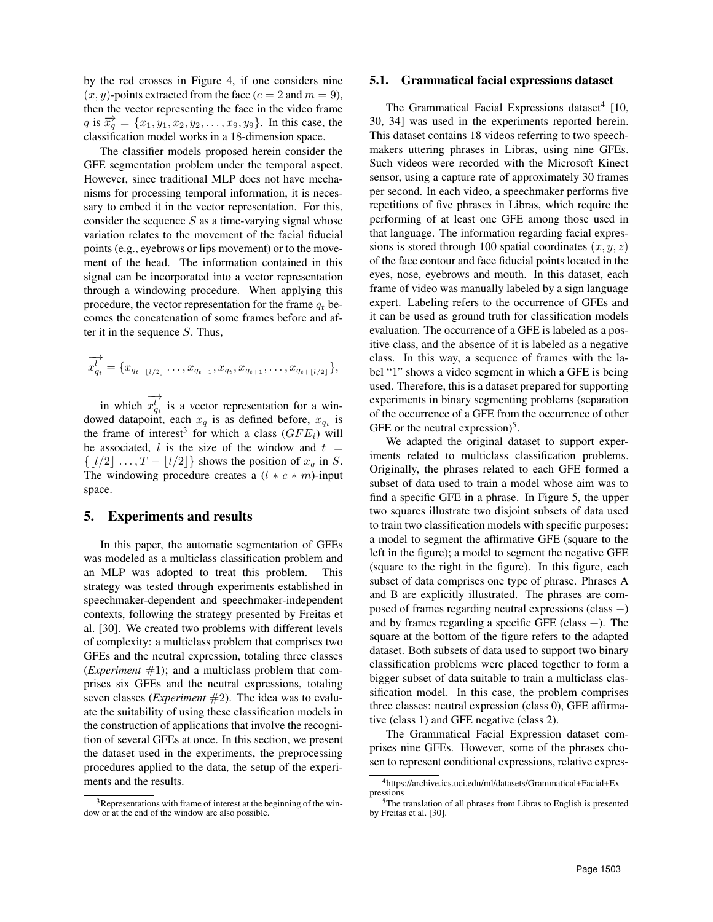by the red crosses in Figure 4, if one considers nine $(x, y)$-points extracted from the face ($c = 2$ and $m = 9$), then the vector representing the face in the video frame $q$ is $\overrightarrow{x_q} = \{x_1, y_1, x_2, y_2, \ldots, x_9, y_9\}$. In this case, the classification model works in a 18-dimension space.

The classifier models proposed herein consider the GFE segmentation problem under the temporal aspect. However, since traditional MLP does not have mechanisms for processing temporal information, it is necessary to embed it in the vector representation. For this, consider the sequence $S$ as a time-varying signal whose variation relates to the movement of the facial fiducial points (e.g., eyebrows or lips movement) or to the movement of the head. The information contained in this signal can be incorporated into a vector representation through a windowing procedure. When applying this procedure, the vector representation for the frame $q_t$ becomes the concatenation of some frames before and after it in the sequence $S$. Thus,

$$\overrightarrow{x^l_{q_t}} = \{x_{q_{t-\lfloor l/2 \rfloor}} \ldots, x_{q_{t-1}}, x_{q_t}, x_{q_{t+1}}, \ldots, x_{q_{t+\lfloor l/2 \rfloor}}\},$$

in which $\overrightarrow{x^l_{q_t}}$ is a vector representation for a windowed datapoint, each $x_q$ is as defined before, $x_{q_t}$ is the frame of interest[3] for which a class ($GFE_i$) will be associated, $l$ is the size of the window and $t = \{\lfloor l/2 \rfloor \ldots, T - \lfloor l/2 \rfloor\}$ shows the position of $x_q$ in $S$. The windowing procedure creates a $(l * c * m)$-input space.

## 5. Experiments and results

In this paper, the automatic segmentation of GFEs was modeled as a multiclass classification problem and an MLP was adopted to treat this problem. This strategy was tested through experiments established in speechmaker-dependent and speechmaker-independent contexts, following the strategy presented by Freitas et al. [30]. We created two problems with different levels of complexity: a multiclass problem that comprises two GFEs and the neutral expression, totaling three classes (*Experiment* $\#1$); and a multiclass problem that comprises six GFEs and the neutral expressions, totaling seven classes (*Experiment* $\#2$). The idea was to evaluate the suitability of using these classification models in the construction of applications that involve the recognition of several GFEs at once. In this section, we present the dataset used in the experiments, the preprocessing procedures applied to the data, the setup of the experiments and the results.

[3]Representations with frame of interest at the beginning of the window or at the end of the window are also possible.

### 5.1. Grammatical facial expressions dataset

The Grammatical Facial Expressions dataset[4] [10, 30, 34] was used in the experiments reported herein. This dataset contains 18 videos referring to two speechmakers uttering phrases in Libras, using nine GFEs. Such videos were recorded with the Microsoft Kinect sensor, using a capture rate of approximately 30 frames per second. In each video, a speechmaker performs five repetitions of five phrases in Libras, which require the performing of at least one GFE among those used in that language. The information regarding facial expressions is stored through 100 spatial coordinates $(x, y, z)$ of the face contour and face fiducial points located in the eyes, nose, eyebrows and mouth. In this dataset, each frame of video was manually labeled by a sign language expert. Labeling refers to the occurrence of GFEs and it can be used as ground truth for classification models evaluation. The occurrence of a GFE is labeled as a positive class, and the absence of it is labeled as a negative class. In this way, a sequence of frames with the label "1" shows a video segment in which a GFE is being used. Therefore, this is a dataset prepared for supporting experiments in binary segmenting problems (separation of the occurrence of a GFE from the occurrence of other GFE or the neutral expression)[5].

We adapted the original dataset to support experiments related to multiclass classification problems. Originally, the phrases related to each GFE formed a subset of data used to train a model whose aim was to find a specific GFE in a phrase. In Figure 5, the upper two squares illustrate two disjoint subsets of data used to train two classification models with specific purposes: a model to segment the affirmative GFE (square to the left in the figure); a model to segment the negative GFE (square to the right in the figure). In this figure, each subset of data comprises one type of phrase. Phrases A and B are explicitly illustrated. The phrases are composed of frames regarding neutral expressions (class $-$) and by frames regarding a specific GFE (class $+$). The square at the bottom of the figure refers to the adapted dataset. Both subsets of data used to support two binary classification problems were placed together to form a bigger subset of data suitable to train a multiclass classification model. In this case, the problem comprises three classes: neutral expression (class 0), GFE affirmative (class 1) and GFE negative (class 2).

The Grammatical Facial Expression dataset comprises nine GFEs. However, some of the phrases chosen to represent conditional expressions, relative expres-

[4]https://archive.ics.uci.edu/ml/datasets/Grammatical+Facial+Expressions

[5]The translation of all phrases from Libras to English is presented by Freitas et al. [30].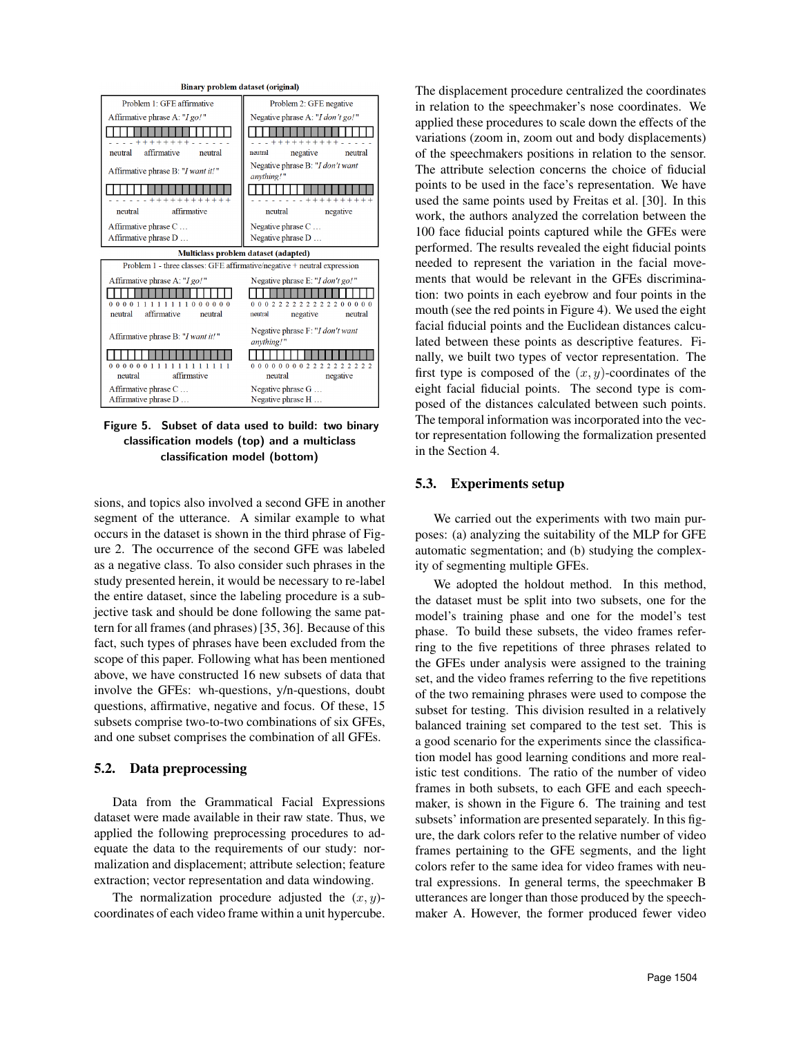Binary problem dataset (original)

| Problem 1: GFE affirmative | Problem 2: GFE negative |
|---|---|
| Affirmative phrase A: *"I go!"* | Negative phrase A: *"I don't go!"* |
| - - - - + + + + + + + + + - - - - - - | - - - + + + + + + + + + + + - - - - - |
| neutral affirmative neutral | neutral negative neutral |
| Affirmative phrase B: *"I want it!"* | Negative phrase B: *"I don't want anything!"* |
| - - - - - - + + + + + + + + + + + + + | - - - - - - - - + + + + + + + + + + + |
| neutral affirmative | neutral negative |
| Affirmative phrase C ... | Negative phrase C ... |
| Affirmative phrase D ... | Negative phrase D ... |

Multiclass problem dataset (adapted)

| Problem 1 - three classes: GFE affirmative/negative + neutral expression | |
|---|---|
| Affirmative phrase A: *"I go!"* | Negative phrase E: *"I don't go!"* |
| 0 0 0 0 1 1 1 1 1 1 1 1 1 0 0 0 0 0 0 | 0 0 0 2 2 2 2 2 2 2 2 2 2 2 0 0 0 0 0 |
| neutral affirmative neutral | neutral negative neutral |
| Affirmative phrase B: *"I want it!"* | Negative phrase F: *"I don't want anything!"* |
| 0 0 0 0 0 0 1 1 1 1 1 1 1 1 1 1 1 1 1 | 0 0 0 0 0 0 0 0 2 2 2 2 2 2 2 2 2 2 2 |
| neutral affirmative | neutral negative |
| Affirmative phrase C ... | Negative phrase G ... |
| Affirmative phrase D ... | Negative phrase H ... |

**Figure 5. Subset of data used to build: two binary classification models (top) and a multiclass classification model (bottom)**

sions, and topics also involved a second GFE in another segment of the utterance. A similar example to what occurs in the dataset is shown in the third phrase of Figure 2. The occurrence of the second GFE was labeled as a negative class. To also consider such phrases in the study presented herein, it would be necessary to re-label the entire dataset, since the labeling procedure is a subjective task and should be done following the same pattern for all frames (and phrases) [35, 36]. Because of this fact, such types of phrases have been excluded from the scope of this paper. Following what has been mentioned above, we have constructed 16 new subsets of data that involve the GFEs: wh-questions, y/n-questions, doubt questions, affirmative, negative and focus. Of these, 15 subsets comprise two-to-two combinations of six GFEs, and one subset comprises the combination of all GFEs.

### 5.2. Data preprocessing

Data from the Grammatical Facial Expressions dataset were made available in their raw state. Thus, we applied the following preprocessing procedures to adequate the data to the requirements of our study: normalization and displacement; attribute selection; feature extraction; vector representation and data windowing.

The normalization procedure adjusted the $(x, y)$-coordinates of each video frame within a unit hypercube. The displacement procedure centralized the coordinates in relation to the speechmaker's nose coordinates. We applied these procedures to scale down the effects of the variations (zoom in, zoom out and body displacements) of the speechmakers positions in relation to the sensor. The attribute selection concerns the choice of fiducial points to be used in the face's representation. We have used the same points used by Freitas et al. [30]. In this work, the authors analyzed the correlation between the 100 face fiducial points captured while the GFEs were performed. The results revealed the eight fiducial points needed to represent the variation in the facial movements that would be relevant in the GFEs discrimination: two points in each eyebrow and four points in the mouth (see the red points in Figure 4). We used the eight facial fiducial points and the Euclidean distances calculated between these points as descriptive features. Finally, we built two types of vector representation. The first type is composed of the $(x, y)$-coordinates of the eight facial fiducial points. The second type is composed of the distances calculated between such points. The temporal information was incorporated into the vector representation following the formalization presented in the Section 4.

### 5.3. Experiments setup

We carried out the experiments with two main purposes: (a) analyzing the suitability of the MLP for GFE automatic segmentation; and (b) studying the complexity of segmenting multiple GFEs.

We adopted the holdout method. In this method, the dataset must be split into two subsets, one for the model's training phase and one for the model's test phase. To build these subsets, the video frames referring to the five repetitions of three phrases related to the GFEs under analysis were assigned to the training set, and the video frames referring to the five repetitions of the two remaining phrases were used to compose the subset for testing. This division resulted in a relatively balanced training set compared to the test set. This is a good scenario for the experiments since the classification model has good learning conditions and more realistic test conditions. The ratio of the number of video frames in both subsets, to each GFE and each speechmaker, is shown in the Figure 6. The training and test subsets' information are presented separately. In this figure, the dark colors refer to the relative number of video frames pertaining to the GFE segments, and the light colors refer to the same idea for video frames with neutral expressions. In general terms, the speechmaker B utterances are longer than those produced by the speechmaker A. However, the former produced fewer video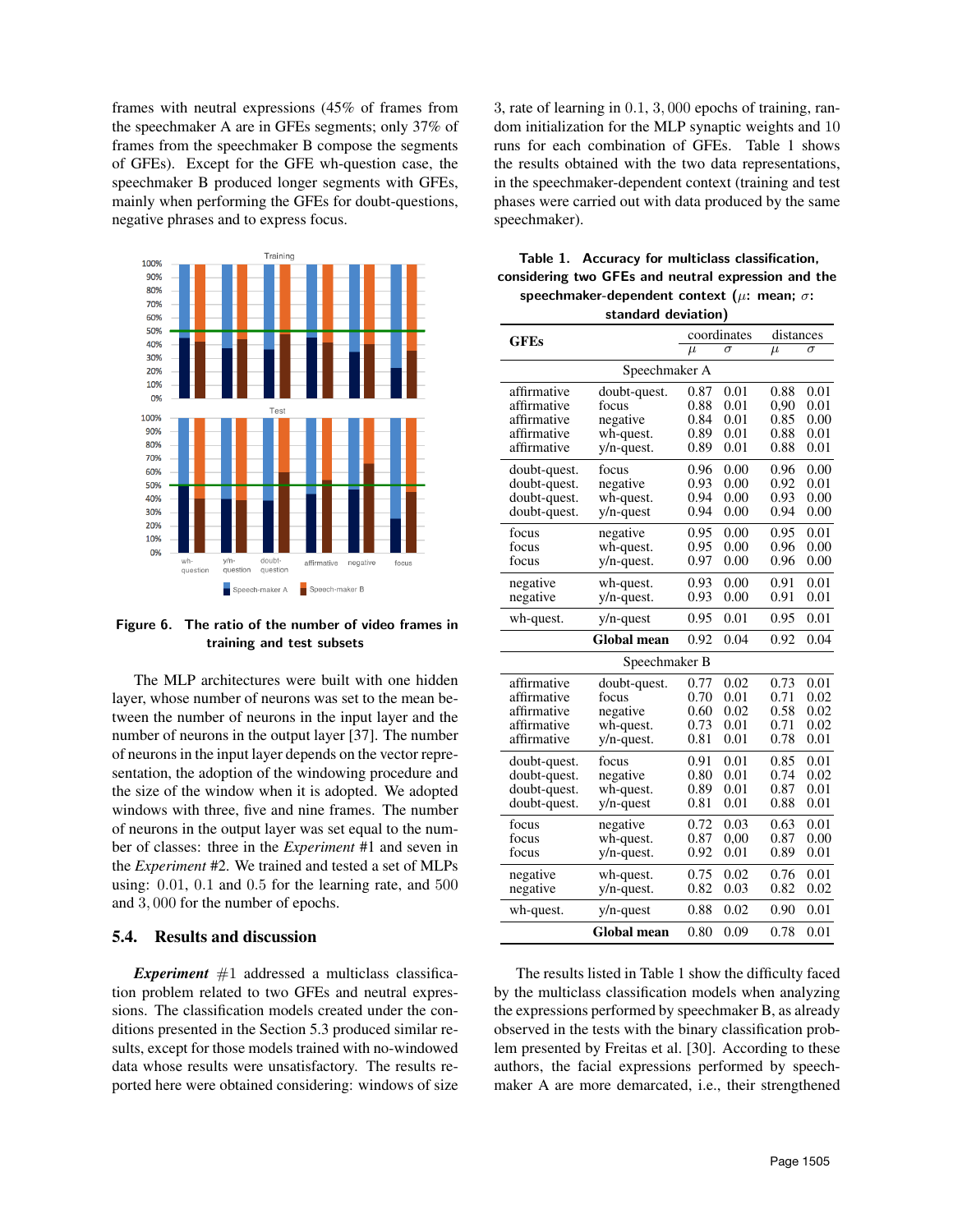frames with neutral expressions (45% of frames from the speechmaker A are in GFEs segments; only 37% of frames from the speechmaker B compose the segments of GFEs). Except for the GFE wh-question case, the speechmaker B produced longer segments with GFEs, mainly when performing the GFEs for doubt-questions, negative phrases and to express focus.

**Figure 6. The ratio of the number of video frames in training and test subsets**

The MLP architectures were built with one hidden layer, whose number of neurons was set to the mean between the number of neurons in the input layer and the number of neurons in the output layer [37]. The number of neurons in the input layer depends on the vector representation, the adoption of the windowing procedure and the size of the window when it is adopted. We adopted windows with three, five and nine frames. The number of neurons in the output layer was set equal to the number of classes: three in the *Experiment* #1 and seven in the *Experiment* #2. We trained and tested a set of MLPs using: $0.01$, $0.1$ and $0.5$ for the learning rate, and $500$ and $3,000$ for the number of epochs.

### 5.4. Results and discussion

***Experiment*** $\#1$ addressed a multiclass classification problem related to two GFEs and neutral expressions. The classification models created under the conditions presented in the Section 5.3 produced similar results, except for those models trained with no-windowed data whose results were unsatisfactory. The results reported here were obtained considering: windows of size 3, rate of learning in $0.1$, $3,000$ epochs of training, random initialization for the MLP synaptic weights and 10 runs for each combination of GFEs. Table 1 shows the results obtained with the two data representations, in the speechmaker-dependent context (training and test phases were carried out with data produced by the same speechmaker).

**Table 1. Accuracy for multiclass classification, considering two GFEs and neutral expression and the speechmaker-dependent context ($\mu$: mean; $\sigma$: standard deviation)**

| GFEs | | coordinates | | distances | |
|---|---|---|---|---|---|
| | | $\mu$ | $\sigma$ | $\mu$ | $\sigma$ |
| **Speechmaker A** | | | | | |
| affirmative | doubt-quest. | 0.87 | 0.01 | 0.88 | 0.01 |
| affirmative | focus | 0.88 | 0.01 | 0,90 | 0.01 |
| affirmative | negative | 0.84 | 0.01 | 0.85 | 0.00 |
| affirmative | wh-quest. | 0.89 | 0.01 | 0.88 | 0.01 |
| affirmative | y/n-quest. | 0.89 | 0.01 | 0.88 | 0.01 |
| doubt-quest. | focus | 0.96 | 0.00 | 0.96 | 0.00 |
| doubt-quest. | negative | 0.93 | 0.00 | 0.92 | 0.01 |
| doubt-quest. | wh-quest. | 0.94 | 0.00 | 0.93 | 0.00 |
| doubt-quest. | y/n-quest | 0.94 | 0.00 | 0.94 | 0.00 |
| focus | negative | 0.95 | 0.00 | 0.95 | 0.01 |
| focus | wh-quest. | 0.95 | 0.00 | 0.96 | 0.00 |
| focus | y/n-quest. | 0.97 | 0.00 | 0.96 | 0.00 |
| negative | wh-quest. | 0.93 | 0.00 | 0.91 | 0.01 |
| negative | y/n-quest. | 0.93 | 0.00 | 0.91 | 0.01 |
| wh-quest. | y/n-quest | 0.95 | 0.01 | 0.95 | 0.01 |
| | **Global mean** | 0.92 | 0.04 | 0.92 | 0.04 |
| **Speechmaker B** | | | | | |
| affirmative | doubt-quest. | 0.77 | 0.02 | 0.73 | 0.01 |
| affirmative | focus | 0.70 | 0.01 | 0.71 | 0.02 |
| affirmative | negative | 0.60 | 0.02 | 0.58 | 0.02 |
| affirmative | wh-quest. | 0.73 | 0.01 | 0.71 | 0.02 |
| affirmative | y/n-quest. | 0.81 | 0.01 | 0.78 | 0.01 |
| doubt-quest. | focus | 0.91 | 0.01 | 0.85 | 0.01 |
| doubt-quest. | negative | 0.80 | 0.01 | 0.74 | 0.02 |
| doubt-quest. | wh-quest. | 0.89 | 0.01 | 0.87 | 0.01 |
| doubt-quest. | y/n-quest | 0.81 | 0.01 | 0.88 | 0.01 |
| focus | negative | 0.72 | 0.03 | 0.63 | 0.01 |
| focus | wh-quest. | 0.87 | 0,00 | 0.87 | 0.00 |
| focus | y/n-quest. | 0.92 | 0.01 | 0.89 | 0.01 |
| negative | wh-quest. | 0.75 | 0.02 | 0.76 | 0.01 |
| negative | y/n-quest. | 0.82 | 0.03 | 0.82 | 0.02 |
| wh-quest. | y/n-quest | 0.88 | 0.02 | 0.90 | 0.01 |
| | **Global mean** | 0.80 | 0.09 | 0.78 | 0.01 |

The results listed in Table 1 show the difficulty faced by the multiclass classification models when analyzing the expressions performed by speechmaker B, as already observed in the tests with the binary classification problem presented by Freitas et al. [30]. According to these authors, the facial expressions performed by speechmaker A are more demarcated, i.e., their strengthened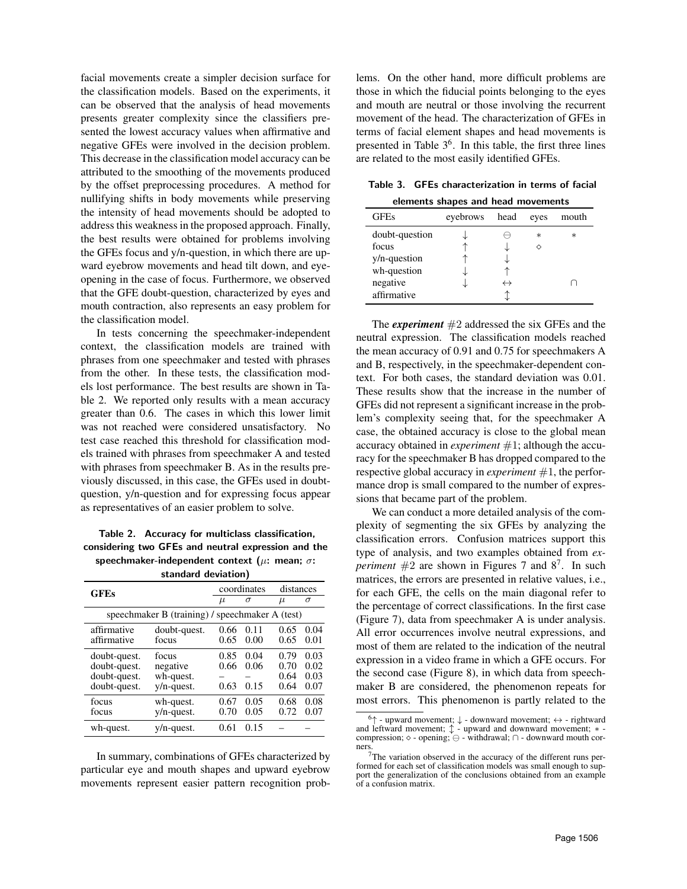facial movements create a simpler decision surface for the classification models. Based on the experiments, it can be observed that the analysis of head movements presents greater complexity since the classifiers presented the lowest accuracy values when affirmative and negative GFEs were involved in the decision problem. This decrease in the classification model accuracy can be attributed to the smoothing of the movements produced by the offset preprocessing procedures. A method for nullifying shifts in body movements while preserving the intensity of head movements should be adopted to address this weakness in the proposed approach. Finally, the best results were obtained for problems involving the GFEs focus and y/n-question, in which there are upward eyebrow movements and head tilt down, and eye-opening in the case of focus. Furthermore, we observed that the GFE doubt-question, characterized by eyes and mouth contraction, also represents an easy problem for the classification model.

In tests concerning the speechmaker-independent context, the classification models are trained with phrases from one speechmaker and tested with phrases from the other. In these tests, the classification models lost performance. The best results are shown in Table 2. We reported only results with a mean accuracy greater than 0.6. The cases in which this lower limit was not reached were considered unsatisfactory. No test case reached this threshold for classification models trained with phrases from speechmaker A and tested with phrases from speechmaker B. As in the results previously discussed, in this case, the GFEs used in doubt-question, y/n-question and for expressing focus appear as representatives of an easier problem to solve.

**Table 2. Accuracy for multiclass classification, considering two GFEs and neutral expression and the speechmaker-independent context ($\mu$: mean; $\sigma$: standard deviation)**

| **GFEs** | | coordinates | | distances | |
|---|---|---|---|---|---|
| | | $\mu$ | $\sigma$ | $\mu$ | $\sigma$ |
| speechmaker B (training) / speechmaker A (test) | | | | | |
| affirmative | doubt-quest. | 0.66 | 0.11 | 0.65 | 0.04 |
| affirmative | focus | 0.65 | 0.00 | 0.65 | 0.01 |
| doubt-quest. | focus | 0.85 | 0.04 | 0.79 | 0.03 |
| doubt-quest. | negative | 0.66 | 0.06 | 0.70 | 0.02 |
| doubt-quest. | wh-quest. | – | – | 0.64 | 0.03 |
| doubt-quest. | y/n-quest. | 0.63 | 0.15 | 0.64 | 0.07 |
| focus | wh-quest. | 0.67 | 0.05 | 0.68 | 0.08 |
| focus | y/n-quest. | 0.70 | 0.05 | 0.72 | 0.07 |
| wh-quest. | y/n-quest. | 0.61 | 0.15 | – | – |

In summary, combinations of GFEs characterized by particular eye and mouth shapes and upward eyebrow movements represent easier pattern recognition problems. On the other hand, more difficult problems are those in which the fiducial points belonging to the eyes and mouth are neutral or those involving the recurrent movement of the head. The characterization of GFEs in terms of facial element shapes and head movements is presented in Table 3[6]. In this table, the first three lines are related to the most easily identified GFEs.

**Table 3. GFEs characterization in terms of facial elements shapes and head movements**

| GFEs | eyebrows | head | eyes | mouth |
|---|---|---|---|---|
| doubt-question | ↓ | ⊖ | ∗ | ∗ |
| focus | ↑ | ↓ | ⋄ | |
| y/n-question | ↑ | ↓ | | |
| wh-question | ↓ | ↑ | | |
| negative | ↓ | ↔ | | ∩ |
| affirmative | | ↕ | | |

The ***experiment*** #2 addressed the six GFEs and the neutral expression. The classification models reached the mean accuracy of 0.91 and 0.75 for speechmakers A and B, respectively, in the speechmaker-dependent context. For both cases, the standard deviation was 0.01. These results show that the increase in the number of GFEs did not represent a significant increase in the problem's complexity seeing that, for the speechmaker A case, the obtained accuracy is close to the global mean accuracy obtained in *experiment* #1; although the accuracy for the speechmaker B has dropped compared to the respective global accuracy in *experiment* #1, the performance drop is small compared to the number of expressions that became part of the problem.

We can conduct a more detailed analysis of the complexity of segmenting the six GFEs by analyzing the classification errors. Confusion matrices support this type of analysis, and two examples obtained from *experiment* #2 are shown in Figures 7 and 8[7]. In such matrices, the errors are presented in relative values, i.e., for each GFE, the cells on the main diagonal refer to the percentage of correct classifications. In the first case (Figure 7), data from speechmaker A is under analysis. All error occurrences involve neutral expressions, and most of them are related to the indication of the neutral expression in a video frame in which a GFE occurs. For the second case (Figure 8), in which data from speechmaker B are considered, the phenomenon repeats for most errors. This phenomenon is partly related to the

[6] ↑ - upward movement; ↓ - downward movement; ↔ - rightward and leftward movement; ↕ - upward and downward movement; ∗ - compression; ⋄ - opening; ⊖ - withdrawal; ∩ - downward mouth corners.

[7] The variation observed in the accuracy of the different runs performed for each set of classification models was small enough to support the generalization of the conclusions obtained from an example of a confusion matrix.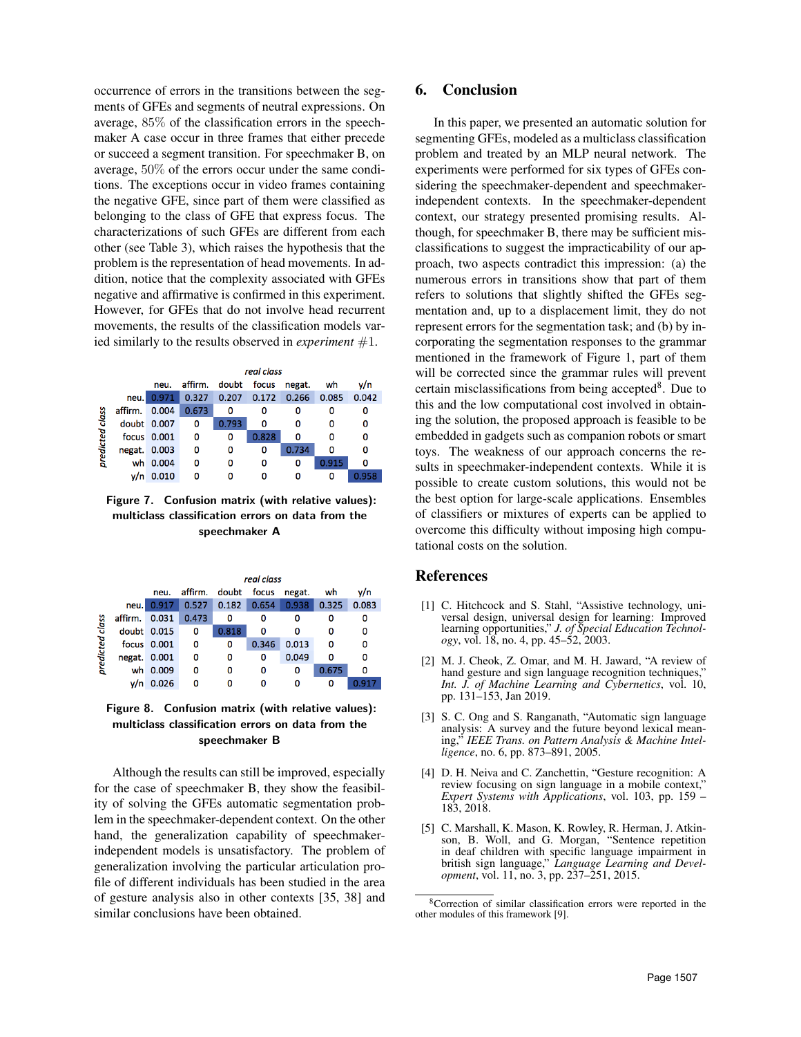occurrence of errors in the transitions between the segments of GFEs and segments of neutral expressions. On average, 85% of the classification errors in the speechmaker A case occur in three frames that either precede or succeed a segment transition. For speechmaker B, on average, 50% of the errors occur under the same conditions. The exceptions occur in video frames containing the negative GFE, since part of them were classified as belonging to the class of GFE that express focus. The characterizations of such GFEs are different from each other (see Table 3), which raises the hypothesis that the problem is the representation of head movements. In addition, notice that the complexity associated with GFEs negative and affirmative is confirmed in this experiment. However, for GFEs that do not involve head recurrent movements, the results of the classification models varied similarly to the results observed in *experiment* #1.

| predicted class \ real class | neu. | affirm. | doubt | focus | negat. | wh | y/n |
|---|---|---|---|---|---|---|---|
| neu. | 0.971 | 0.327 | 0.207 | 0.172 | 0.266 | 0.085 | 0.042 |
| affirm. | 0.004 | 0.673 | 0 | 0 | 0 | 0 | 0 |
| doubt | 0.007 | 0 | 0.793 | 0 | 0 | 0 | 0 |
| focus | 0.001 | 0 | 0 | 0.828 | 0 | 0 | 0 |
| negat. | 0.003 | 0 | 0 | 0 | 0.734 | 0 | 0 |
| wh | 0.004 | 0 | 0 | 0 | 0 | 0.915 | 0 |
| y/n | 0.010 | 0 | 0 | 0 | 0 | 0 | 0.958 |

**Figure 7. Confusion matrix (with relative values): multiclass classification errors on data from the speechmaker A**

| predicted class \ real class | neu. | affirm. | doubt | focus | negat. | wh | y/n |
|---|---|---|---|---|---|---|---|
| neu. | 0.917 | 0.527 | 0.182 | 0.654 | 0.938 | 0.325 | 0.083 |
| affirm. | 0.031 | 0.473 | 0 | 0 | 0 | 0 | 0 |
| doubt | 0.015 | 0 | 0.818 | 0 | 0 | 0 | 0 |
| focus | 0.001 | 0 | 0 | 0.346 | 0.013 | 0 | 0 |
| negat. | 0.001 | 0 | 0 | 0 | 0.049 | 0 | 0 |
| wh | 0.009 | 0 | 0 | 0 | 0 | 0.675 | 0 |
| y/n | 0.026 | 0 | 0 | 0 | 0 | 0 | 0.917 |

**Figure 8. Confusion matrix (with relative values): multiclass classification errors on data from the speechmaker B**

Although the results can still be improved, especially for the case of speechmaker B, they show the feasibility of solving the GFEs automatic segmentation problem in the speechmaker-dependent context. On the other hand, the generalization capability of speechmaker-independent models is unsatisfactory. The problem of generalization involving the particular articulation profile of different individuals has been studied in the area of gesture analysis also in other contexts [35, 38] and similar conclusions have been obtained.

## 6. Conclusion

In this paper, we presented an automatic solution for segmenting GFEs, modeled as a multiclass classification problem and treated by an MLP neural network. The experiments were performed for six types of GFEs considering the speechmaker-dependent and speechmaker-independent contexts. In the speechmaker-dependent context, our strategy presented promising results. Although, for speechmaker B, there may be sufficient misclassifications to suggest the impracticability of our approach, two aspects contradict this impression: (a) the numerous errors in transitions show that part of them refers to solutions that slightly shifted the GFEs segmentation and, up to a displacement limit, they do not represent errors for the segmentation task; and (b) by incorporating the segmentation responses to the grammar mentioned in the framework of Figure 1, part of them will be corrected since the grammar rules will prevent certain misclassifications from being accepted[8]. Due to this and the low computational cost involved in obtaining the solution, the proposed approach is feasible to be embedded in gadgets such as companion robots or smart toys. The weakness of our approach concerns the results in speechmaker-independent contexts. While it is possible to create custom solutions, this would not be the best option for large-scale applications. Ensembles of classifiers or mixtures of experts can be applied to overcome this difficulty without imposing high computational costs on the solution.

## References

[1] C. Hitchcock and S. Stahl, "Assistive technology, universal design, universal design for learning: Improved learning opportunities," *J. of Special Education Technology*, vol. 18, no. 4, pp. 45–52, 2003.

[2] M. J. Cheok, Z. Omar, and M. H. Jaward, "A review of hand gesture and sign language recognition techniques," *Int. J. of Machine Learning and Cybernetics*, vol. 10, pp. 131–153, Jan 2019.

[3] S. C. Ong and S. Ranganath, "Automatic sign language analysis: A survey and the future beyond lexical meaning," *IEEE Trans. on Pattern Analysis & Machine Intelligence*, no. 6, pp. 873–891, 2005.

[4] D. H. Neiva and C. Zanchettin, "Gesture recognition: A review focusing on sign language in a mobile context," *Expert Systems with Applications*, vol. 103, pp. 159 – 183, 2018.

[5] C. Marshall, K. Mason, K. Rowley, R. Herman, J. Atkinson, B. Woll, and G. Morgan, "Sentence repetition in deaf children with specific language impairment in british sign language," *Language Learning and Development*, vol. 11, no. 3, pp. 237–251, 2015.

[8] Correction of similar classification errors were reported in the other modules of this framework [9].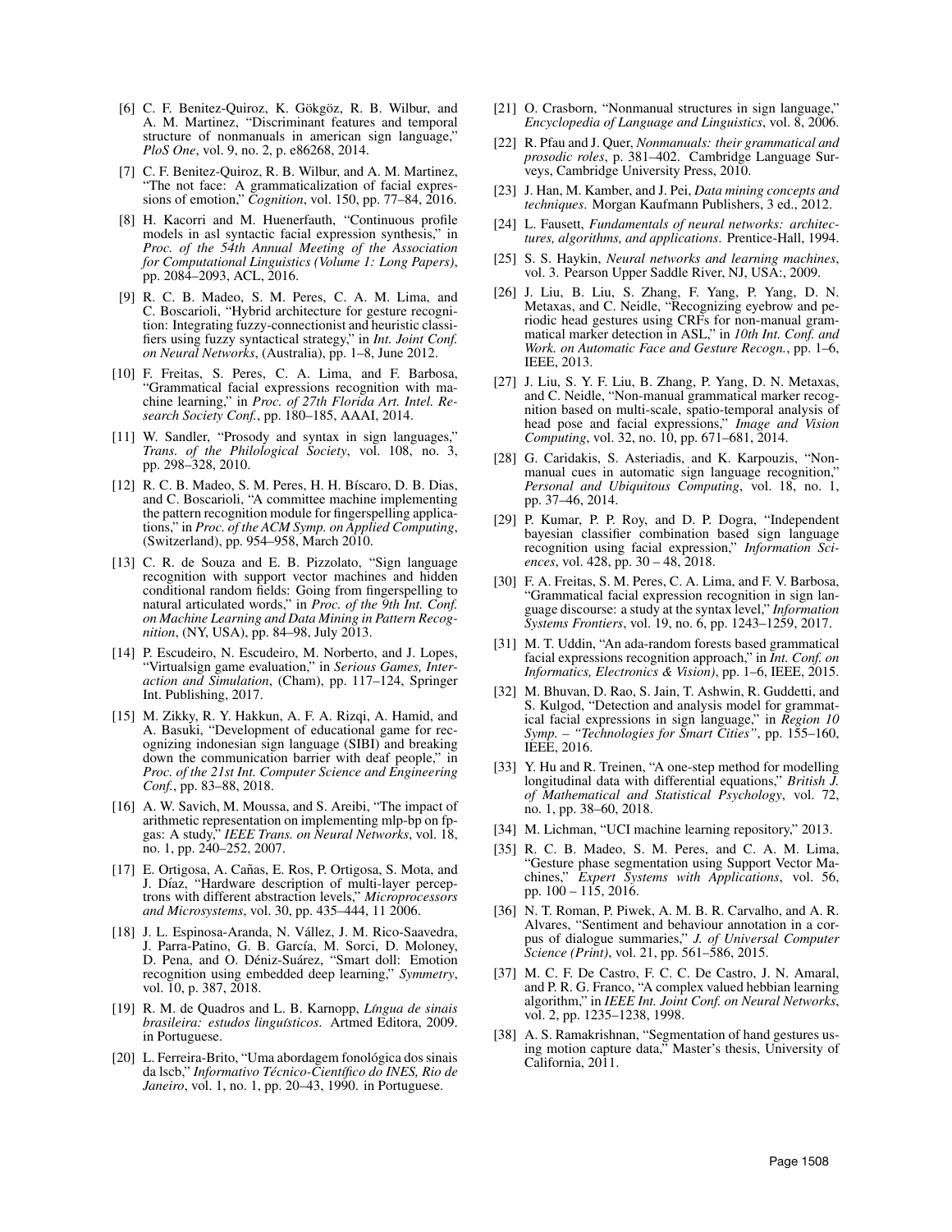[6] C. F. Benitez-Quiroz, K. Gökgöz, R. B. Wilbur, and A. M. Martinez, "Discriminant features and temporal structure of nonmanuals in american sign language," *PloS One*, vol. 9, no. 2, p. e86268, 2014.

[7] C. F. Benitez-Quiroz, R. B. Wilbur, and A. M. Martinez, "The not face: A grammaticalization of facial expressions of emotion," *Cognition*, vol. 150, pp. 77–84, 2016.

[8] H. Kacorri and M. Huenerfauth, "Continuous profile models in asl syntactic facial expression synthesis," in *Proc. of the 54th Annual Meeting of the Association for Computational Linguistics (Volume 1: Long Papers)*, pp. 2084–2093, ACL, 2016.

[9] R. C. B. Madeo, S. M. Peres, C. A. M. Lima, and C. Boscarioli, "Hybrid architecture for gesture recognition: Integrating fuzzy-connectionist and heuristic classifiers using fuzzy syntactical strategy," in *Int. Joint Conf. on Neural Networks*, (Australia), pp. 1–8, June 2012.

[10] F. Freitas, S. Peres, C. A. Lima, and F. Barbosa, "Grammatical facial expressions recognition with machine learning," in *Proc. of 27th Florida Art. Intel. Research Society Conf.*, pp. 180–185, AAAI, 2014.

[11] W. Sandler, "Prosody and syntax in sign languages," *Trans. of the Philological Society*, vol. 108, no. 3, pp. 298–328, 2010.

[12] R. C. B. Madeo, S. M. Peres, H. H. Bíscaro, D. B. Dias, and C. Boscarioli, "A committee machine implementing the pattern recognition module for fingerspelling applications," in *Proc. of the ACM Symp. on Applied Computing*, (Switzerland), pp. 954–958, March 2010.

[13] C. R. de Souza and E. B. Pizzolato, "Sign language recognition with support vector machines and hidden conditional random fields: Going from fingerspelling to natural articulated words," in *Proc. of the 9th Int. Conf. on Machine Learning and Data Mining in Pattern Recognition*, (NY, USA), pp. 84–98, July 2013.

[14] P. Escudeiro, N. Escudeiro, M. Norberto, and J. Lopes, "Virtualsign game evaluation," in *Serious Games, Interaction and Simulation*, (Cham), pp. 117–124, Springer Int. Publishing, 2017.

[15] M. Zikky, R. Y. Hakkun, A. F. A. Rizqi, A. Hamid, and A. Basuki, "Development of educational game for recognizing indonesian sign language (SIBI) and breaking down the communication barrier with deaf people," in *Proc. of the 21st Int. Computer Science and Engineering Conf.*, pp. 83–88, 2018.

[16] A. W. Savich, M. Moussa, and S. Areibi, "The impact of arithmetic representation on implementing mlp-bp on fpgas: A study," *IEEE Trans. on Neural Networks*, vol. 18, no. 1, pp. 240–252, 2007.

[17] E. Ortigosa, A. Cañas, E. Ros, P. Ortigosa, S. Mota, and J. Díaz, "Hardware description of multi-layer perceptrons with different abstraction levels," *Microprocessors and Microsystems*, vol. 30, pp. 435–444, 11 2006.

[18] J. L. Espinosa-Aranda, N. Vállez, J. M. Rico-Saavedra, J. Parra-Patino, G. B. García, M. Sorci, D. Moloney, D. Pena, and O. Déniz-Suárez, "Smart doll: Emotion recognition using embedded deep learning," *Symmetry*, vol. 10, p. 387, 2018.

[19] R. M. de Quadros and L. B. Karnopp, *Língua de sinais brasileira: estudos linguísticos*. Artmed Editora, 2009. in Portuguese.

[20] L. Ferreira-Brito, "Uma abordagem fonológica dos sinais da lscb," *Informativo Técnico-Científico do INES, Rio de Janeiro*, vol. 1, no. 1, pp. 20–43, 1990. in Portuguese.

[21] O. Crasborn, "Nonmanual structures in sign language," *Encyclopedia of Language and Linguistics*, vol. 8, 2006.

[22] R. Pfau and J. Quer, *Nonmanuals: their grammatical and prosodic roles*, p. 381–402. Cambridge Language Surveys, Cambridge University Press, 2010.

[23] J. Han, M. Kamber, and J. Pei, *Data mining concepts and techniques*. Morgan Kaufmann Publishers, 3 ed., 2012.

[24] L. Fausett, *Fundamentals of neural networks: architectures, algorithms, and applications*. Prentice-Hall, 1994.

[25] S. S. Haykin, *Neural networks and learning machines*, vol. 3. Pearson Upper Saddle River, NJ, USA:, 2009.

[26] J. Liu, B. Liu, S. Zhang, F. Yang, P. Yang, D. N. Metaxas, and C. Neidle, "Recognizing eyebrow and periodic head gestures using CRFs for non-manual grammatical marker detection in ASL," in *10th Int. Conf. and Work. on Automatic Face and Gesture Recogn.*, pp. 1–6, IEEE, 2013.

[27] J. Liu, S. Y. F. Liu, B. Zhang, P. Yang, D. N. Metaxas, and C. Neidle, "Non-manual grammatical marker recognition based on multi-scale, spatio-temporal analysis of head pose and facial expressions," *Image and Vision Computing*, vol. 32, no. 10, pp. 671–681, 2014.

[28] G. Caridakis, S. Asteriadis, and K. Karpouzis, "Non-manual cues in automatic sign language recognition," *Personal and Ubiquitous Computing*, vol. 18, no. 1, pp. 37–46, 2014.

[29] P. Kumar, P. P. Roy, and D. P. Dogra, "Independent bayesian classifier combination based sign language recognition using facial expression," *Information Sciences*, vol. 428, pp. 30 – 48, 2018.

[30] F. A. Freitas, S. M. Peres, C. A. Lima, and F. V. Barbosa, "Grammatical facial expression recognition in sign language discourse: a study at the syntax level," *Information Systems Frontiers*, vol. 19, no. 6, pp. 1243–1259, 2017.

[31] M. T. Uddin, "An ada-random forests based grammatical facial expressions recognition approach," in *Int. Conf. on Informatics, Electronics & Vision)*, pp. 1–6, IEEE, 2015.

[32] M. Bhuvan, D. Rao, S. Jain, T. Ashwin, R. Guddetti, and S. Kulgod, "Detection and analysis model for grammatical facial expressions in sign language," in *Region 10 Symp. – "Technologies for Smart Cities"*, pp. 155–160, IEEE, 2016.

[33] Y. Hu and R. Treinen, "A one-step method for modelling longitudinal data with differential equations," *British J. of Mathematical and Statistical Psychology*, vol. 72, no. 1, pp. 38–60, 2018.

[34] M. Lichman, "UCI machine learning repository," 2013.

[35] R. C. B. Madeo, S. M. Peres, and C. A. M. Lima, "Gesture phase segmentation using Support Vector Machines," *Expert Systems with Applications*, vol. 56, pp. 100 – 115, 2016.

[36] N. T. Roman, P. Piwek, A. M. B. R. Carvalho, and A. R. Alvares, "Sentiment and behaviour annotation in a corpus of dialogue summaries," *J. of Universal Computer Science (Print)*, vol. 21, pp. 561–586, 2015.

[37] M. C. F. De Castro, F. C. C. De Castro, J. N. Amaral, and P. R. G. Franco, "A complex valued hebbian learning algorithm," in *IEEE Int. Joint Conf. on Neural Networks*, vol. 2, pp. 1235–1238, 1998.

[38] A. S. Ramakrishnan, "Segmentation of hand gestures using motion capture data," Master's thesis, University of California, 2011.